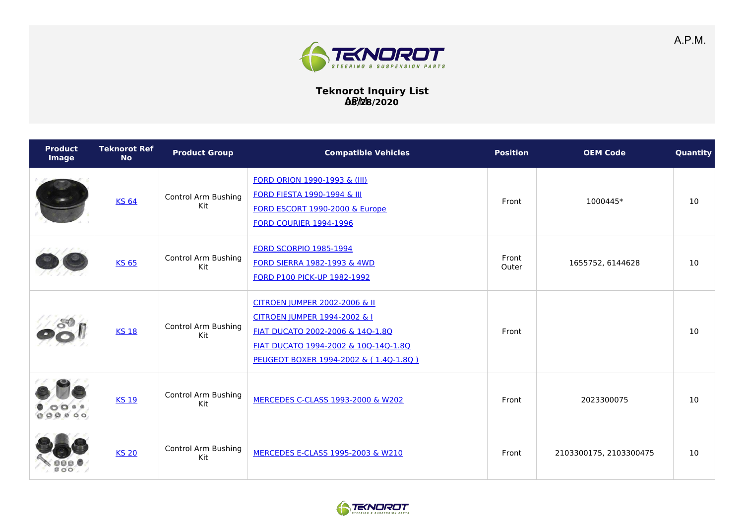A.P.M.

# Teknorot Inquiry List

APM 08/28/2020

| Product Image | Teknorot Ref No | Product Group | Compatible Vehicles | Position | OEM Code | Quantity |
|---|---|---|---|---|---|---|
| | KS 64 | Control Arm Bushing Kit | FORD ORION 1990-1993 & (III)<br>FORD FIESTA 1990-1994 & III<br>FORD ESCORT 1990-2000 & Europe<br>FORD COURIER 1994-1996 | Front | 1000445* | 10 |
| | KS 65 | Control Arm Bushing Kit | FORD SCORPIO 1985-1994<br>FORD SIERRA 1982-1993 & 4WD<br>FORD P100 PICK-UP 1982-1992 | Front Outer | 1655752, 6144628 | 10 |
| | KS 18 | Control Arm Bushing Kit | CITROEN JUMPER 2002-2006 & II<br>CITROEN JUMPER 1994-2002 & I<br>FIAT DUCATO 2002-2006 & 14Q-1.8Q<br>FIAT DUCATO 1994-2002 & 10Q-14Q-1.8Q<br>PEUGEOT BOXER 1994-2002 & ( 1.4Q-1.8Q ) | Front | | 10 |
| | KS 19 | Control Arm Bushing Kit | MERCEDES C-CLASS 1993-2000 & W202 | Front | 2023300075 | 10 |
| | KS 20 | Control Arm Bushing Kit | MERCEDES E-CLASS 1995-2003 & W210 | Front | 2103300175, 2103300475 | 10 |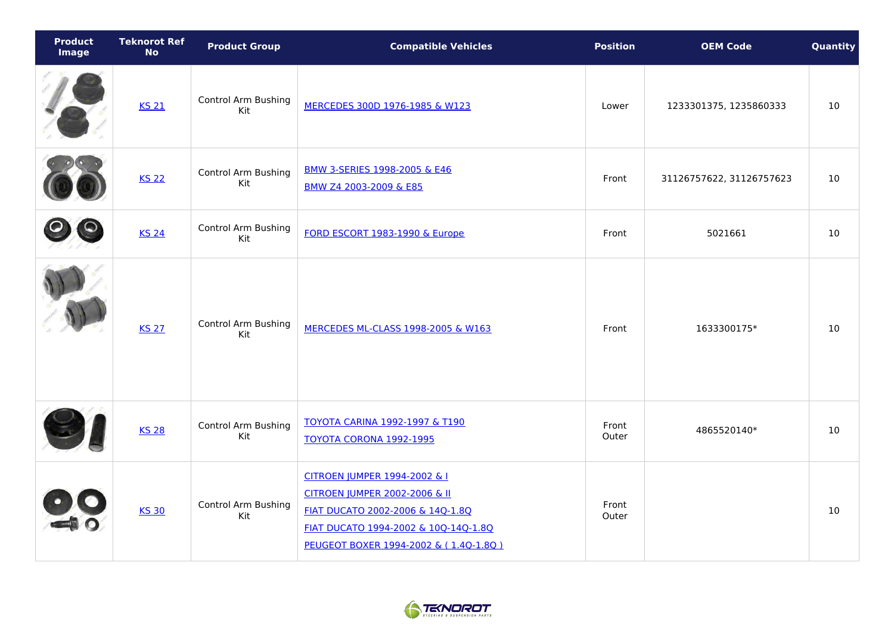| Product Image | Teknorot Ref No | Product Group | Compatible Vehicles | Position | OEM Code | Quantity |
|---|---|---|---|---|---|---|
| | KS 21 | Control Arm Bushing Kit | MERCEDES 300D 1976-1985 & W123 | Lower | 1233301375, 1235860333 | 10 |
| | KS 22 | Control Arm Bushing Kit | BMW 3-SERIES 1998-2005 & E46<br>BMW Z4 2003-2009 & E85 | Front | 31126757622, 31126757623 | 10 |
| | KS 24 | Control Arm Bushing Kit | FORD ESCORT 1983-1990 & Europe | Front | 5021661 | 10 |
| | KS 27 | Control Arm Bushing Kit | MERCEDES ML-CLASS 1998-2005 & W163 | Front | 1633300175* | 10 |
| | KS 28 | Control Arm Bushing Kit | TOYOTA CARINA 1992-1997 & T190<br>TOYOTA CORONA 1992-1995 | Front Outer | 4865520140* | 10 |
| | KS 30 | Control Arm Bushing Kit | CITROEN JUMPER 1994-2002 & I<br>CITROEN JUMPER 2002-2006 & II<br>FIAT DUCATO 2002-2006 & 14Q-1.8Q<br>FIAT DUCATO 1994-2002 & 10Q-14Q-1.8Q<br>PEUGEOT BOXER 1994-2002 & ( 1.4Q-1.8Q ) | Front Outer | | 10 |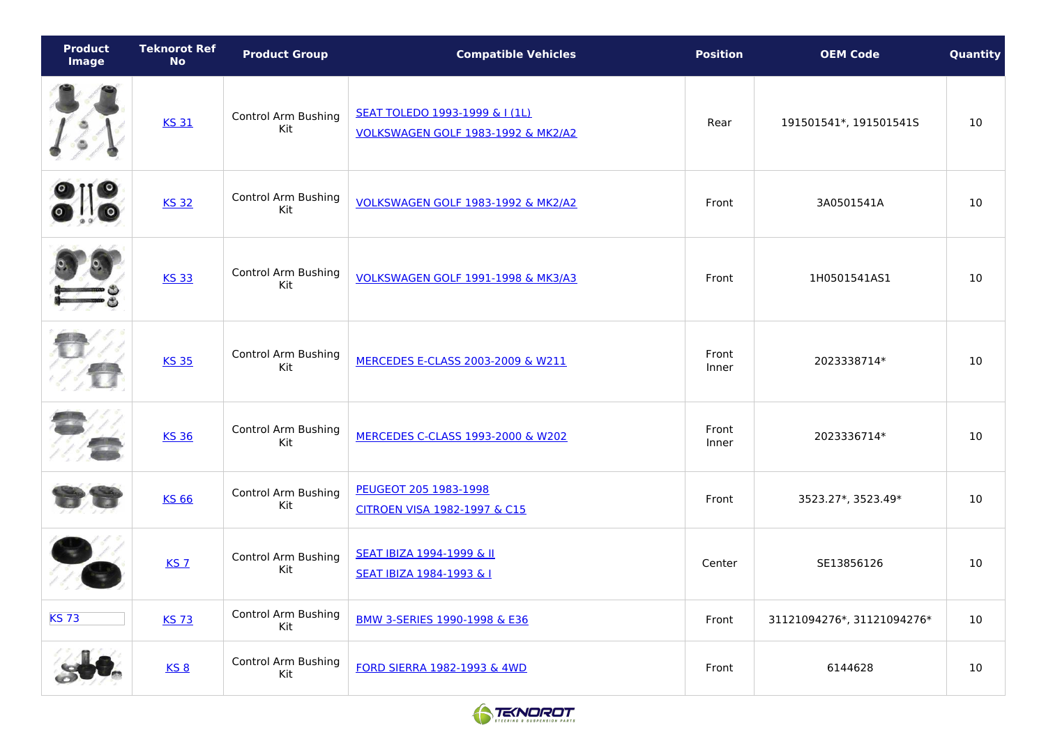| Product Image | Teknorot Ref No | Product Group | Compatible Vehicles | Position | OEM Code | Quantity |
| --- | --- | --- | --- | --- | --- | --- |
| | KS 31 | Control Arm Bushing Kit | SEAT TOLEDO 1993-1999 & I (1L)<br>VOLKSWAGEN GOLF 1983-1992 & MK2/A2 | Rear | 191501541*, 191501541S | 10 |
| | KS 32 | Control Arm Bushing Kit | VOLKSWAGEN GOLF 1983-1992 & MK2/A2 | Front | 3A0501541A | 10 |
| | KS 33 | Control Arm Bushing Kit | VOLKSWAGEN GOLF 1991-1998 & MK3/A3 | Front | 1H0501541AS1 | 10 |
| | KS 35 | Control Arm Bushing Kit | MERCEDES E-CLASS 2003-2009 & W211 | Front Inner | 2023338714* | 10 |
| | KS 36 | Control Arm Bushing Kit | MERCEDES C-CLASS 1993-2000 & W202 | Front Inner | 2023336714* | 10 |
| | KS 66 | Control Arm Bushing Kit | PEUGEOT 205 1983-1998<br>CITROEN VISA 1982-1997 & C15 | Front | 3523.27*, 3523.49* | 10 |
| | KS 7 | Control Arm Bushing Kit | SEAT IBIZA 1994-1999 & II<br>SEAT IBIZA 1984-1993 & I | Center | SE13856126 | 10 |
| KS 73 | KS 73 | Control Arm Bushing Kit | BMW 3-SERIES 1990-1998 & E36 | Front | 31121094276*, 31121094276* | 10 |
| | KS 8 | Control Arm Bushing Kit | FORD SIERRA 1982-1993 & 4WD | Front | 6144628 | 10 |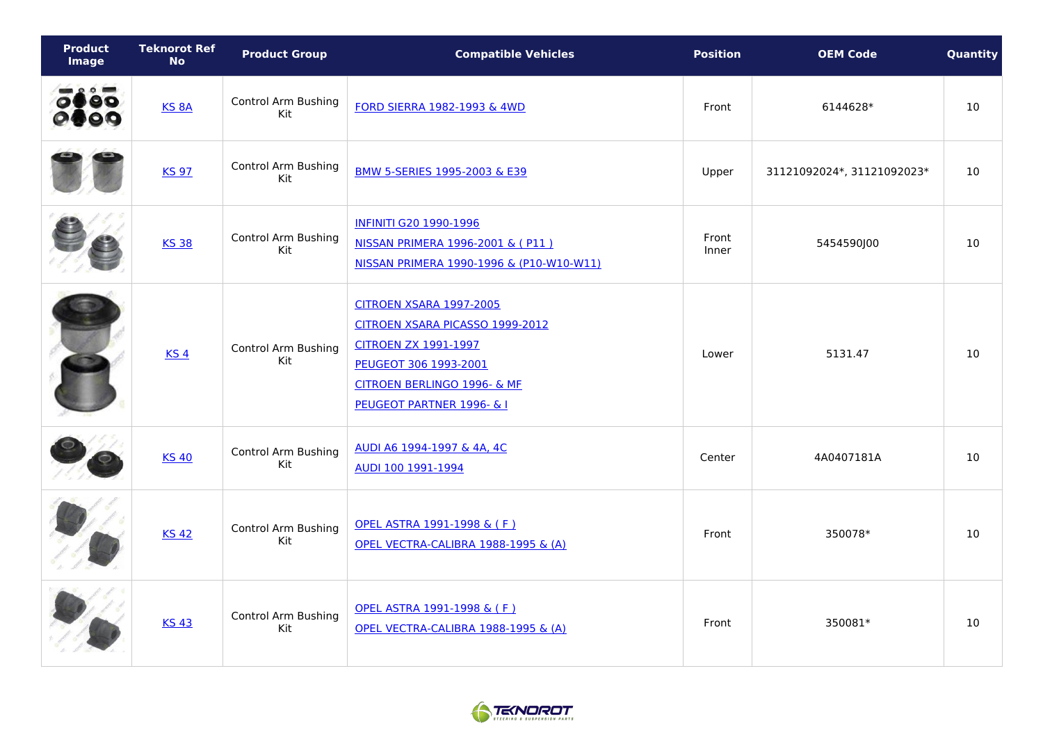| Product Image | Teknorot Ref No | Product Group | Compatible Vehicles | Position | OEM Code | Quantity |
|---|---|---|---|---|---|---|
| | KS 8A | Control Arm Bushing Kit | FORD SIERRA 1982-1993 & 4WD | Front | 6144628* | 10 |
| | KS 97 | Control Arm Bushing Kit | BMW 5-SERIES 1995-2003 & E39 | Upper | 31121092024*, 31121092023* | 10 |
| | KS 38 | Control Arm Bushing Kit | INFINITI G20 1990-1996<br>NISSAN PRIMERA 1996-2001 & ( P11 )<br>NISSAN PRIMERA 1990-1996 & (P10-W10-W11) | Front Inner | 5454590J00 | 10 |
| | KS 4 | Control Arm Bushing Kit | CITROEN XSARA 1997-2005<br>CITROEN XSARA PICASSO 1999-2012<br>CITROEN ZX 1991-1997<br>PEUGEOT 306 1993-2001<br>CITROEN BERLINGO 1996- & MF<br>PEUGEOT PARTNER 1996- & I | Lower | 5131.47 | 10 |
| | KS 40 | Control Arm Bushing Kit | AUDI A6 1994-1997 & 4A, 4C<br>AUDI 100 1991-1994 | Center | 4A0407181A | 10 |
| | KS 42 | Control Arm Bushing Kit | OPEL ASTRA 1991-1998 & ( F )<br>OPEL VECTRA-CALIBRA 1988-1995 & (A) | Front | 350078* | 10 |
| | KS 43 | Control Arm Bushing Kit | OPEL ASTRA 1991-1998 & ( F )<br>OPEL VECTRA-CALIBRA 1988-1995 & (A) | Front | 350081* | 10 |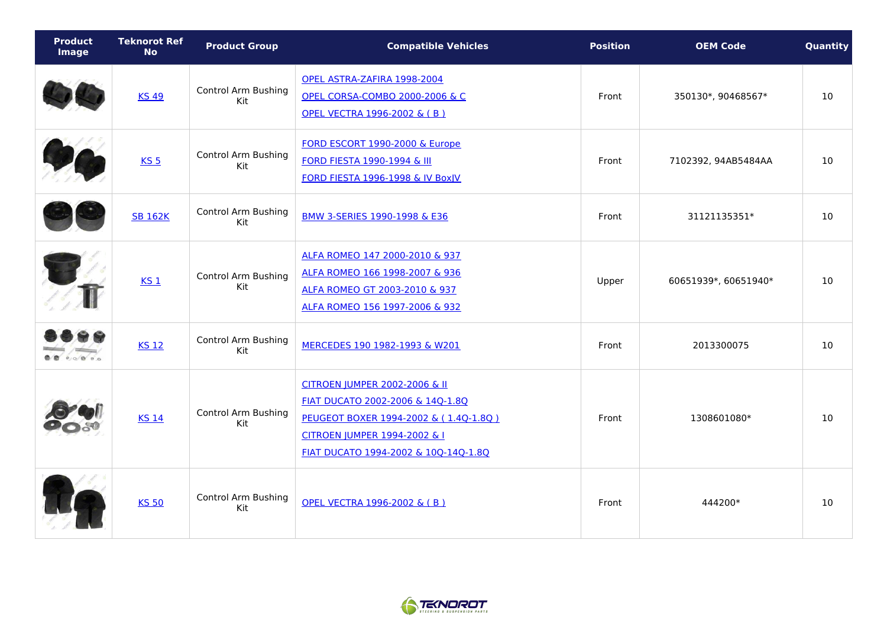| Product Image | Teknorot Ref No | Product Group | Compatible Vehicles | Position | OEM Code | Quantity |
|---|---|---|---|---|---|---|
| | KS 49 | Control Arm Bushing Kit | OPEL ASTRA-ZAFIRA 1998-2004<br>OPEL CORSA-COMBO 2000-2006 & C<br>OPEL VECTRA 1996-2002 & ( B ) | Front | 350130*, 90468567* | 10 |
| | KS 5 | Control Arm Bushing Kit | FORD ESCORT 1990-2000 & Europe<br>FORD FIESTA 1990-1994 & III<br>FORD FIESTA 1996-1998 & IV Box\|V | Front | 7102392, 94AB5484AA | 10 |
| | SB 162K | Control Arm Bushing Kit | BMW 3-SERIES 1990-1998 & E36 | Front | 31121135351* | 10 |
| | KS 1 | Control Arm Bushing Kit | ALFA ROMEO 147 2000-2010 & 937<br>ALFA ROMEO 166 1998-2007 & 936<br>ALFA ROMEO GT 2003-2010 & 937<br>ALFA ROMEO 156 1997-2006 & 932 | Upper | 60651939*, 60651940* | 10 |
| | KS 12 | Control Arm Bushing Kit | MERCEDES 190 1982-1993 & W201 | Front | 2013300075 | 10 |
| | KS 14 | Control Arm Bushing Kit | CITROEN JUMPER 2002-2006 & II<br>FIAT DUCATO 2002-2006 & 14Q-1.8Q<br>PEUGEOT BOXER 1994-2002 & ( 1.4Q-1.8Q )<br>CITROEN JUMPER 1994-2002 & I<br>FIAT DUCATO 1994-2002 & 10Q-14Q-1.8Q | Front | 1308601080* | 10 |
| | KS 50 | Control Arm Bushing Kit | OPEL VECTRA 1996-2002 & ( B ) | Front | 444200* | 10 |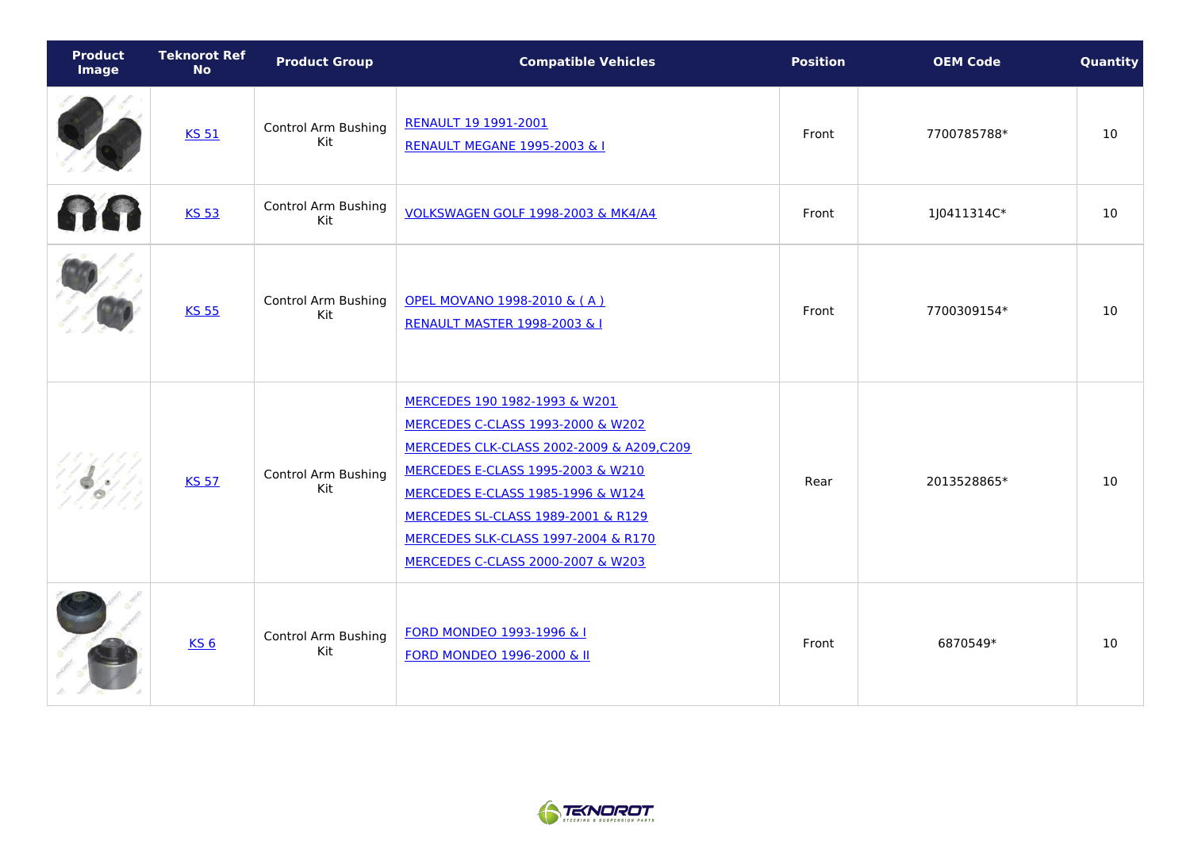| Product Image | Teknorot Ref No | Product Group | Compatible Vehicles | Position | OEM Code | Quantity |
|---|---|---|---|---|---|---|
| | KS 51 | Control Arm Bushing Kit | RENAULT 19 1991-2001<br>RENAULT MEGANE 1995-2003 & I | Front | 7700785788* | 10 |
| | KS 53 | Control Arm Bushing Kit | VOLKSWAGEN GOLF 1998-2003 & MK4/A4 | Front | 1J0411314C* | 10 |
| | KS 55 | Control Arm Bushing Kit | OPEL MOVANO 1998-2010 & ( A )<br>RENAULT MASTER 1998-2003 & I | Front | 7700309154* | 10 |
| | KS 57 | Control Arm Bushing Kit | MERCEDES 190 1982-1993 & W201<br>MERCEDES C-CLASS 1993-2000 & W202<br>MERCEDES CLK-CLASS 2002-2009 & A209,C209<br>MERCEDES E-CLASS 1995-2003 & W210<br>MERCEDES E-CLASS 1985-1996 & W124<br>MERCEDES SL-CLASS 1989-2001 & R129<br>MERCEDES SLK-CLASS 1997-2004 & R170<br>MERCEDES C-CLASS 2000-2007 & W203 | Rear | 2013528865* | 10 |
| | KS 6 | Control Arm Bushing Kit | FORD MONDEO 1993-1996 & I<br>FORD MONDEO 1996-2000 & II | Front | 6870549* | 10 |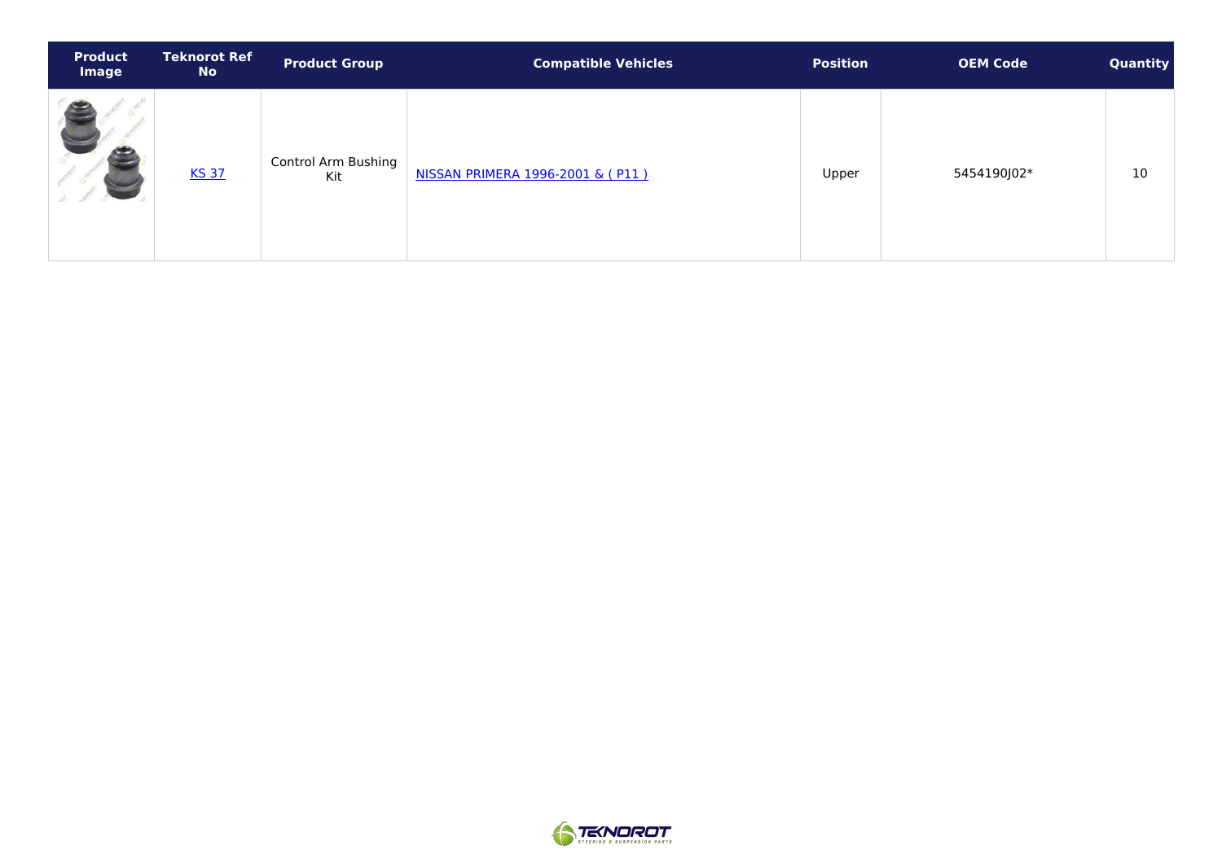| Product Image | Teknorot Ref No | Product Group | Compatible Vehicles | Position | OEM Code | Quantity |
|---|---|---|---|---|---|---|
| | KS 37 | Control Arm Bushing Kit | NISSAN PRIMERA 1996-2001 & ( P11 ) | Upper | 5454190J02* | 10 |